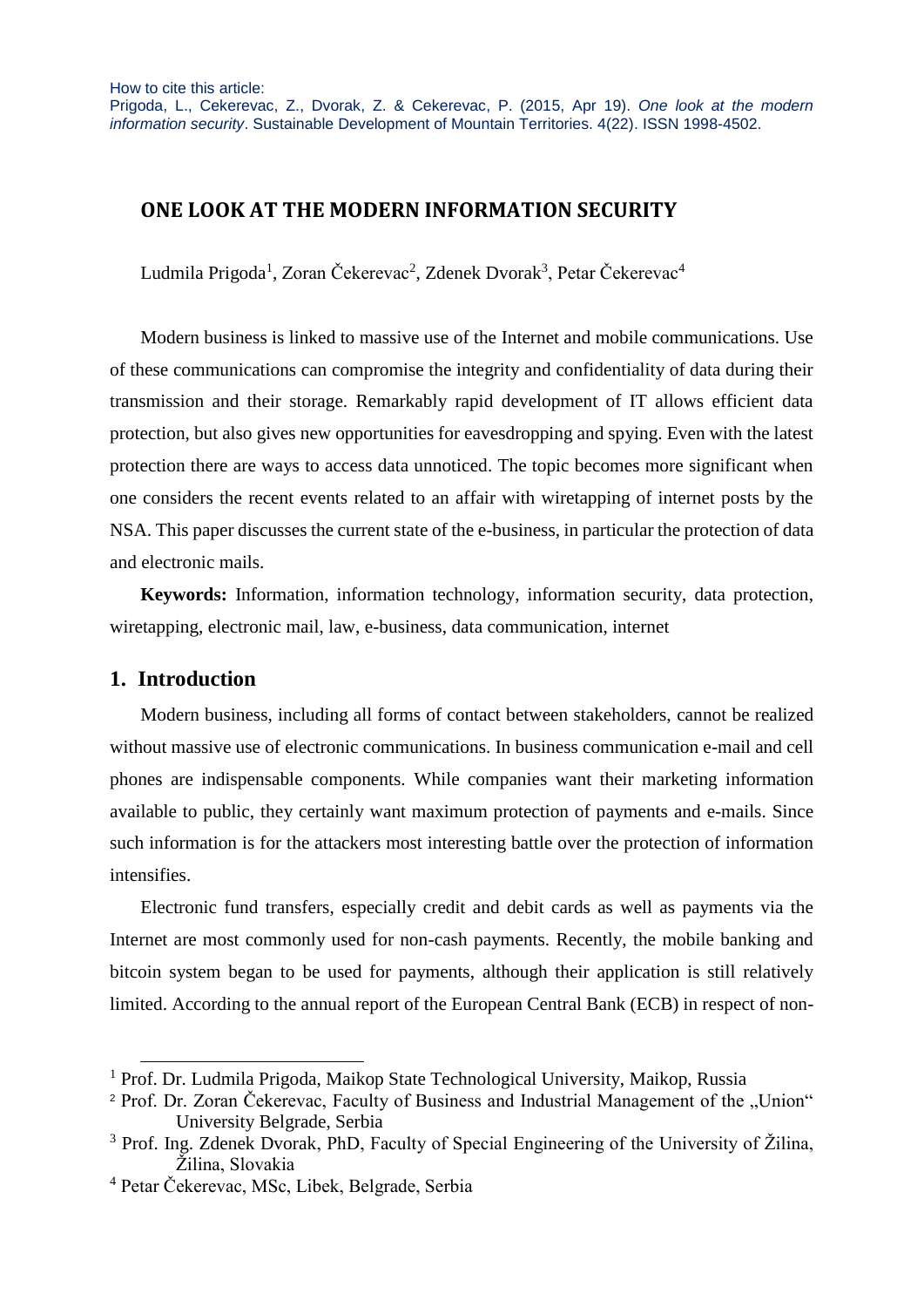How to cite this article:
Prigoda, L., Cekerevac, Z., Dvorak, Z. & Cekerevac, P. (2015, Apr 19). *One look at the modern information security*. Sustainable Development of Mountain Territories. 4(22). ISSN 1998-4502.

# ONE LOOK AT THE MODERN INFORMATION SECURITY

Ludmila Prigoda[1], Zoran Čekerevac[2], Zdenek Dvorak[3], Petar Čekerevac[4]

Modern business is linked to massive use of the Internet and mobile communications. Use of these communications can compromise the integrity and confidentiality of data during their transmission and their storage. Remarkably rapid development of IT allows efficient data protection, but also gives new opportunities for eavesdropping and spying. Even with the latest protection there are ways to access data unnoticed. The topic becomes more significant when one considers the recent events related to an affair with wiretapping of internet posts by the NSA. This paper discusses the current state of the e-business, in particular the protection of data and electronic mails.

**Keywords:** Information, information technology, information security, data protection, wiretapping, electronic mail, law, e-business, data communication, internet

## 1. Introduction

Modern business, including all forms of contact between stakeholders, cannot be realized without massive use of electronic communications. In business communication e-mail and cell phones are indispensable components. While companies want their marketing information available to public, they certainly want maximum protection of payments and e-mails. Since such information is for the attackers most interesting battle over the protection of information intensifies.

Electronic fund transfers, especially credit and debit cards as well as payments via the Internet are most commonly used for non-cash payments. Recently, the mobile banking and bitcoin system began to be used for payments, although their application is still relatively limited. According to the annual report of the European Central Bank (ECB) in respect of non-

---

[1] Prof. Dr. Ludmila Prigoda, Maikop State Technological University, Maikop, Russia

[2] Prof. Dr. Zoran Čekerevac, Faculty of Business and Industrial Management of the „Union“ University Belgrade, Serbia

[3] Prof. Ing. Zdenek Dvorak, PhD, Faculty of Special Engineering of the University of Žilina, Žilina, Slovakia

[4] Petar Čekerevac, MSc, Libek, Belgrade, Serbia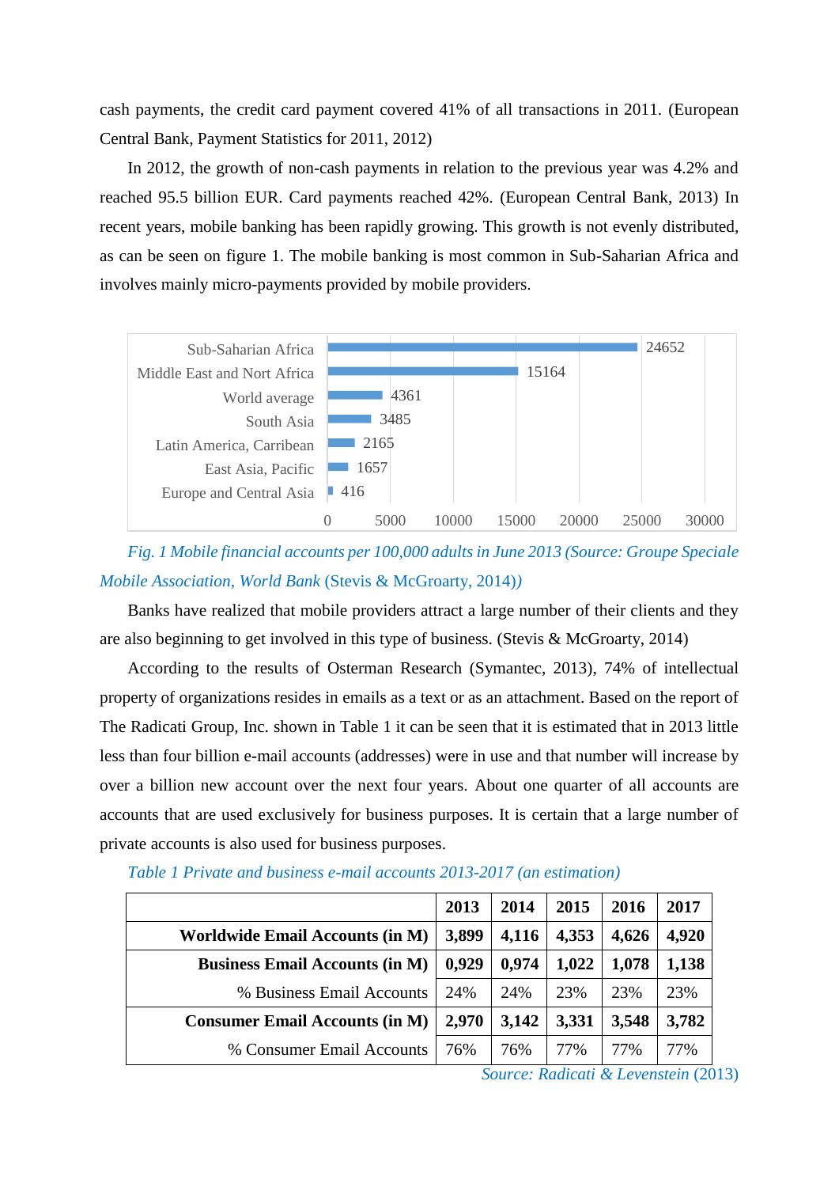cash payments, the credit card payment covered 41% of all transactions in 2011. (European Central Bank, Payment Statistics for 2011, 2012)

In 2012, the growth of non-cash payments in relation to the previous year was 4.2% and reached 95.5 billion EUR. Card payments reached 42%. (European Central Bank, 2013) In recent years, mobile banking has been rapidly growing. This growth is not evenly distributed, as can be seen on figure 1. The mobile banking is most common in Sub-Saharian Africa and involves mainly micro-payments provided by mobile providers.

| Region | Mobile financial accounts per 100,000 adults |
|---|---|
| Sub-Saharian Africa | 24652 |
| Middle East and Nort Africa | 15164 |
| World average | 4361 |
| South Asia | 3485 |
| Latin America, Carribean | 2165 |
| East Asia, Pacific | 1657 |
| Europe and Central Asia | 416 |

*Fig. 1 Mobile financial accounts per 100,000 adults in June 2013 (Source: Groupe Speciale Mobile Association, World Bank* (Stevis & McGroarty, 2014)*)*

Banks have realized that mobile providers attract a large number of their clients and they are also beginning to get involved in this type of business. (Stevis & McGroarty, 2014)

According to the results of Osterman Research (Symantec, 2013), 74% of intellectual property of organizations resides in emails as a text or as an attachment. Based on the report of The Radicati Group, Inc. shown in Table 1 it can be seen that it is estimated that in 2013 little less than four billion e-mail accounts (addresses) were in use and that number will increase by over a billion new account over the next four years. About one quarter of all accounts are accounts that are used exclusively for business purposes. It is certain that a large number of private accounts is also used for business purposes.

*Table 1 Private and business e-mail accounts 2013-2017 (an estimation)*

| | 2013 | 2014 | 2015 | 2016 | 2017 |
|---|---|---|---|---|---|
| **Worldwide Email Accounts (in M)** | **3,899** | **4,116** | **4,353** | **4,626** | **4,920** |
| **Business Email Accounts (in M)** | **0,929** | **0,974** | **1,022** | **1,078** | **1,138** |
| % Business Email Accounts | 24% | 24% | 23% | 23% | 23% |
| **Consumer Email Accounts (in M)** | **2,970** | **3,142** | **3,331** | **3,548** | **3,782** |
| % Consumer Email Accounts | 76% | 76% | 77% | 77% | 77% |

*Source: Radicati & Levenstein* (2013)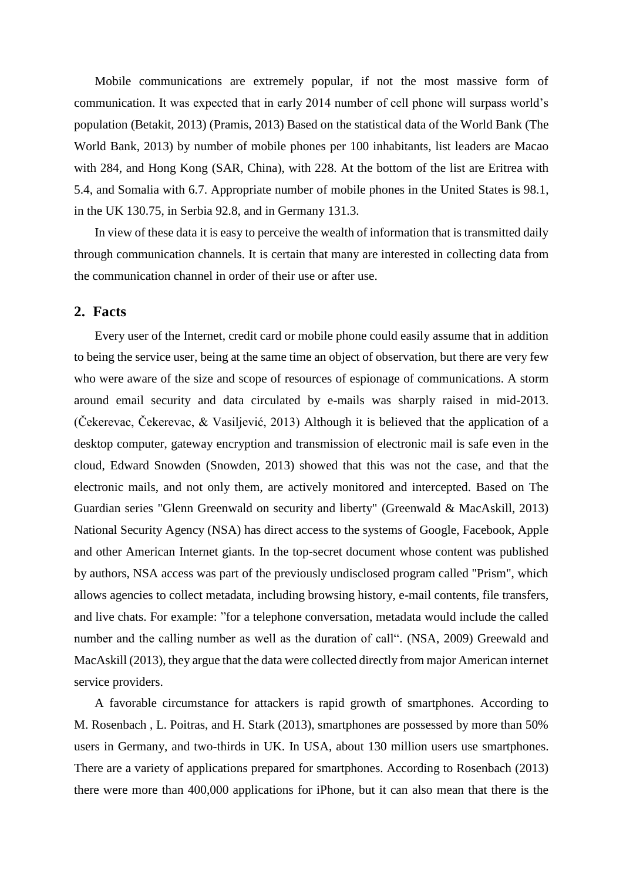Mobile communications are extremely popular, if not the most massive form of communication. It was expected that in early 2014 number of cell phone will surpass world's population (Betakit, 2013) (Pramis, 2013) Based on the statistical data of the World Bank (The World Bank, 2013) by number of mobile phones per 100 inhabitants, list leaders are Macao with 284, and Hong Kong (SAR, China), with 228. At the bottom of the list are Eritrea with 5.4, and Somalia with 6.7. Appropriate number of mobile phones in the United States is 98.1, in the UK 130.75, in Serbia 92.8, and in Germany 131.3.

In view of these data it is easy to perceive the wealth of information that is transmitted daily through communication channels. It is certain that many are interested in collecting data from the communication channel in order of their use or after use.

## 2. Facts

Every user of the Internet, credit card or mobile phone could easily assume that in addition to being the service user, being at the same time an object of observation, but there are very few who were aware of the size and scope of resources of espionage of communications. A storm around email security and data circulated by e-mails was sharply raised in mid-2013. (Čekerevac, Čekerevac, & Vasiljević, 2013) Although it is believed that the application of a desktop computer, gateway encryption and transmission of electronic mail is safe even in the cloud, Edward Snowden (Snowden, 2013) showed that this was not the case, and that the electronic mails, and not only them, are actively monitored and intercepted. Based on The Guardian series "Glenn Greenwald on security and liberty" (Greenwald & MacAskill, 2013) National Security Agency (NSA) has direct access to the systems of Google, Facebook, Apple and other American Internet giants. In the top-secret document whose content was published by authors, NSA access was part of the previously undisclosed program called "Prism", which allows agencies to collect metadata, including browsing history, e-mail contents, file transfers, and live chats. For example: "for a telephone conversation, metadata would include the called number and the calling number as well as the duration of call". (NSA, 2009) Greewald and MacAskill (2013), they argue that the data were collected directly from major American internet service providers.

A favorable circumstance for attackers is rapid growth of smartphones. According to M. Rosenbach , L. Poitras, and H. Stark (2013), smartphones are possessed by more than 50% users in Germany, and two-thirds in UK. In USA, about 130 million users use smartphones. There are a variety of applications prepared for smartphones. According to Rosenbach (2013) there were more than 400,000 applications for iPhone, but it can also mean that there is the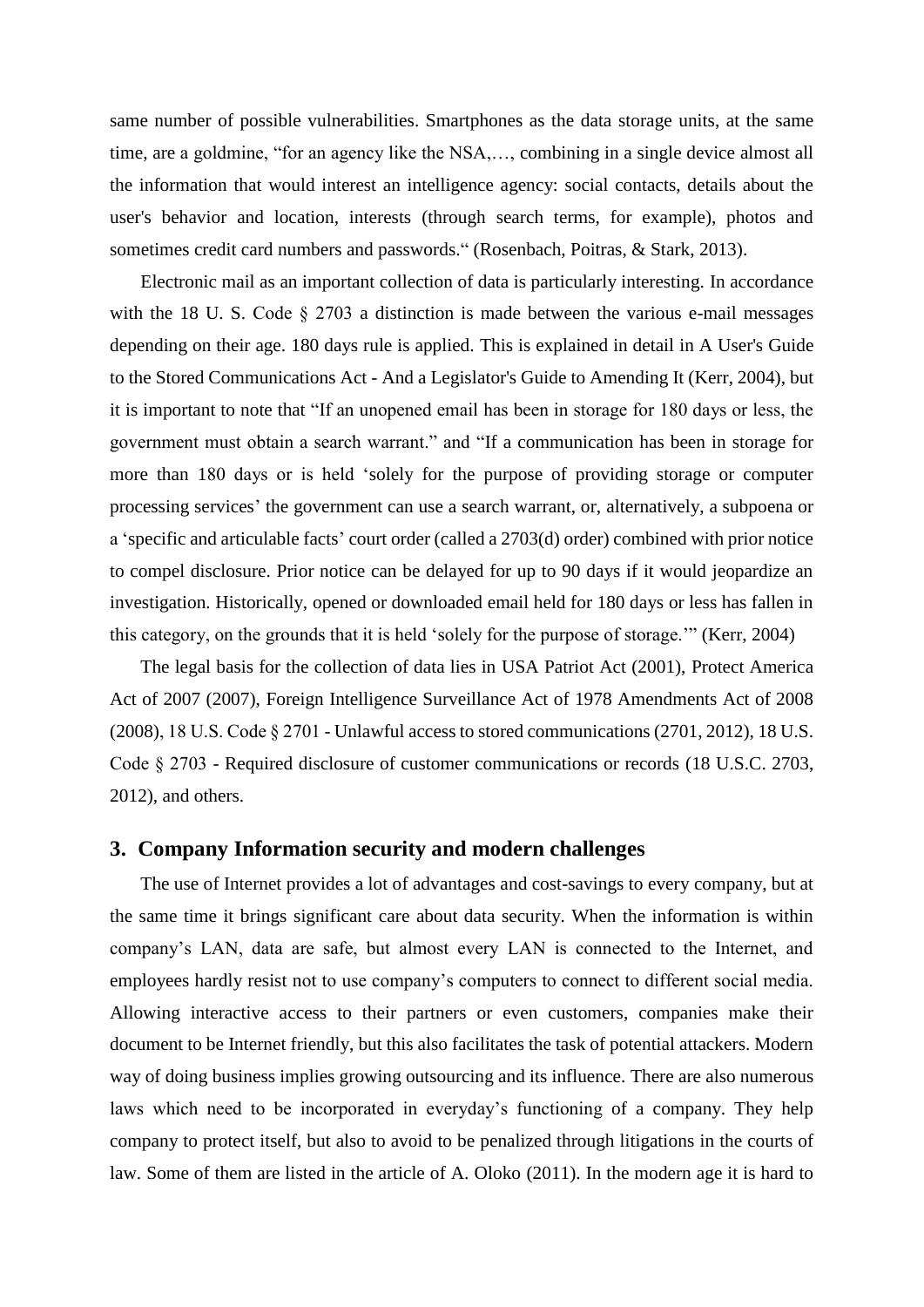same number of possible vulnerabilities. Smartphones as the data storage units, at the same time, are a goldmine, "for an agency like the NSA,…, combining in a single device almost all the information that would interest an intelligence agency: social contacts, details about the user's behavior and location, interests (through search terms, for example), photos and sometimes credit card numbers and passwords." (Rosenbach, Poitras, & Stark, 2013).

Electronic mail as an important collection of data is particularly interesting. In accordance with the 18 U. S. Code § 2703 a distinction is made between the various e-mail messages depending on their age. 180 days rule is applied. This is explained in detail in A User's Guide to the Stored Communications Act - And a Legislator's Guide to Amending It (Kerr, 2004), but it is important to note that "If an unopened email has been in storage for 180 days or less, the government must obtain a search warrant." and "If a communication has been in storage for more than 180 days or is held 'solely for the purpose of providing storage or computer processing services' the government can use a search warrant, or, alternatively, a subpoena or a 'specific and articulable facts' court order (called a 2703(d) order) combined with prior notice to compel disclosure. Prior notice can be delayed for up to 90 days if it would jeopardize an investigation. Historically, opened or downloaded email held for 180 days or less has fallen in this category, on the grounds that it is held 'solely for the purpose of storage.'" (Kerr, 2004)

The legal basis for the collection of data lies in USA Patriot Act (2001), Protect America Act of 2007 (2007), Foreign Intelligence Surveillance Act of 1978 Amendments Act of 2008 (2008), 18 U.S. Code § 2701 - Unlawful access to stored communications (2701, 2012), 18 U.S. Code § 2703 - Required disclosure of customer communications or records (18 U.S.C. 2703, 2012), and others.

## 3. Company Information security and modern challenges

The use of Internet provides a lot of advantages and cost-savings to every company, but at the same time it brings significant care about data security. When the information is within company's LAN, data are safe, but almost every LAN is connected to the Internet, and employees hardly resist not to use company's computers to connect to different social media. Allowing interactive access to their partners or even customers, companies make their document to be Internet friendly, but this also facilitates the task of potential attackers. Modern way of doing business implies growing outsourcing and its influence. There are also numerous laws which need to be incorporated in everyday's functioning of a company. They help company to protect itself, but also to avoid to be penalized through litigations in the courts of law. Some of them are listed in the article of A. Oloko (2011). In the modern age it is hard to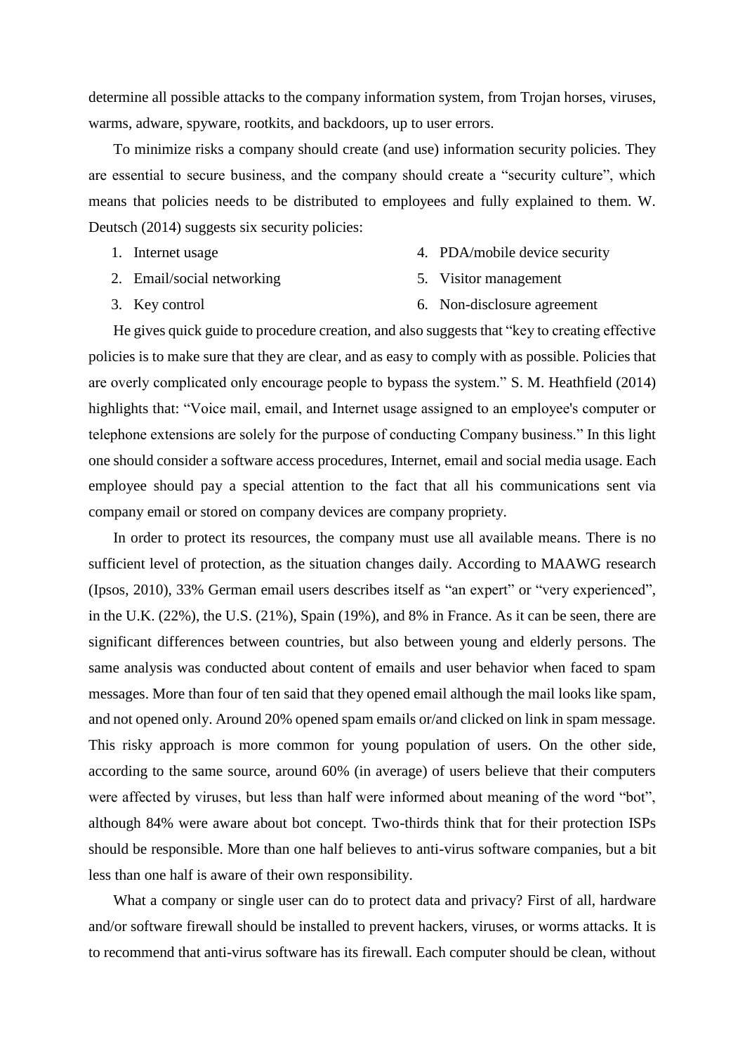determine all possible attacks to the company information system, from Trojan horses, viruses, warms, adware, spyware, rootkits, and backdoors, up to user errors.

To minimize risks a company should create (and use) information security policies. They are essential to secure business, and the company should create a "security culture", which means that policies needs to be distributed to employees and fully explained to them. W. Deutsch (2014) suggests six security policies:

1. Internet usage
2. Email/social networking
3. Key control
4. PDA/mobile device security
5. Visitor management
6. Non-disclosure agreement

He gives quick guide to procedure creation, and also suggests that "key to creating effective policies is to make sure that they are clear, and as easy to comply with as possible. Policies that are overly complicated only encourage people to bypass the system." S. M. Heathfield (2014) highlights that: "Voice mail, email, and Internet usage assigned to an employee's computer or telephone extensions are solely for the purpose of conducting Company business." In this light one should consider a software access procedures, Internet, email and social media usage. Each employee should pay a special attention to the fact that all his communications sent via company email or stored on company devices are company propriety.

In order to protect its resources, the company must use all available means. There is no sufficient level of protection, as the situation changes daily. According to MAAWG research (Ipsos, 2010), 33% German email users describes itself as "an expert" or "very experienced", in the U.K. (22%), the U.S. (21%), Spain (19%), and 8% in France. As it can be seen, there are significant differences between countries, but also between young and elderly persons. The same analysis was conducted about content of emails and user behavior when faced to spam messages. More than four of ten said that they opened email although the mail looks like spam, and not opened only. Around 20% opened spam emails or/and clicked on link in spam message. This risky approach is more common for young population of users. On the other side, according to the same source, around 60% (in average) of users believe that their computers were affected by viruses, but less than half were informed about meaning of the word "bot", although 84% were aware about bot concept. Two-thirds think that for their protection ISPs should be responsible. More than one half believes to anti-virus software companies, but a bit less than one half is aware of their own responsibility.

What a company or single user can do to protect data and privacy? First of all, hardware and/or software firewall should be installed to prevent hackers, viruses, or worms attacks. It is to recommend that anti-virus software has its firewall. Each computer should be clean, without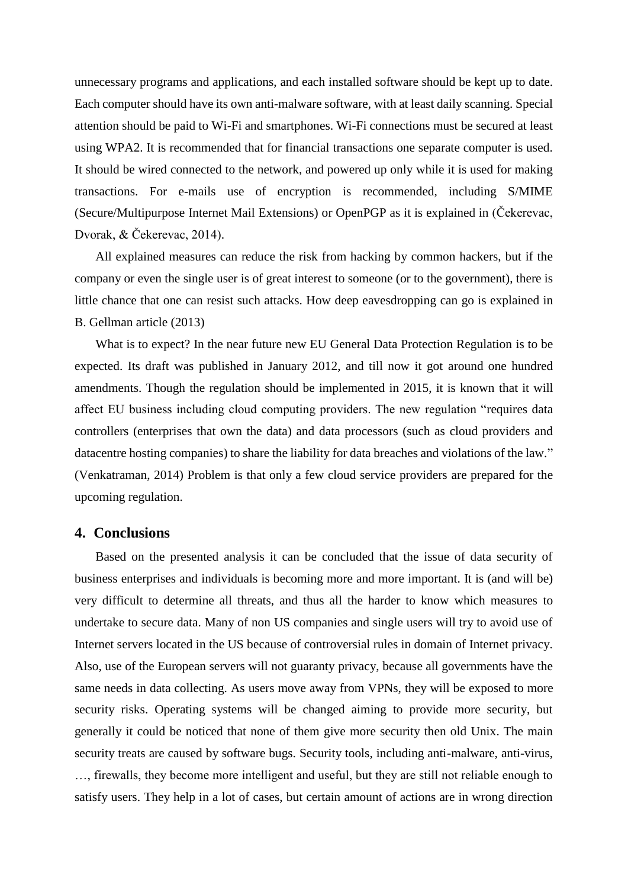unnecessary programs and applications, and each installed software should be kept up to date. Each computer should have its own anti-malware software, with at least daily scanning. Special attention should be paid to Wi-Fi and smartphones. Wi-Fi connections must be secured at least using WPA2. It is recommended that for financial transactions one separate computer is used. It should be wired connected to the network, and powered up only while it is used for making transactions. For e-mails use of encryption is recommended, including S/MIME (Secure/Multipurpose Internet Mail Extensions) or OpenPGP as it is explained in (Čekerevac, Dvorak, & Čekerevac, 2014).

All explained measures can reduce the risk from hacking by common hackers, but if the company or even the single user is of great interest to someone (or to the government), there is little chance that one can resist such attacks. How deep eavesdropping can go is explained in B. Gellman article (2013)

What is to expect? In the near future new EU General Data Protection Regulation is to be expected. Its draft was published in January 2012, and till now it got around one hundred amendments. Though the regulation should be implemented in 2015, it is known that it will affect EU business including cloud computing providers. The new regulation "requires data controllers (enterprises that own the data) and data processors (such as cloud providers and datacentre hosting companies) to share the liability for data breaches and violations of the law." (Venkatraman, 2014) Problem is that only a few cloud service providers are prepared for the upcoming regulation.

## 4. Conclusions

Based on the presented analysis it can be concluded that the issue of data security of business enterprises and individuals is becoming more and more important. It is (and will be) very difficult to determine all threats, and thus all the harder to know which measures to undertake to secure data. Many of non US companies and single users will try to avoid use of Internet servers located in the US because of controversial rules in domain of Internet privacy. Also, use of the European servers will not guaranty privacy, because all governments have the same needs in data collecting. As users move away from VPNs, they will be exposed to more security risks. Operating systems will be changed aiming to provide more security, but generally it could be noticed that none of them give more security then old Unix. The main security treats are caused by software bugs. Security tools, including anti-malware, anti-virus, …, firewalls, they become more intelligent and useful, but they are still not reliable enough to satisfy users. They help in a lot of cases, but certain amount of actions are in wrong direction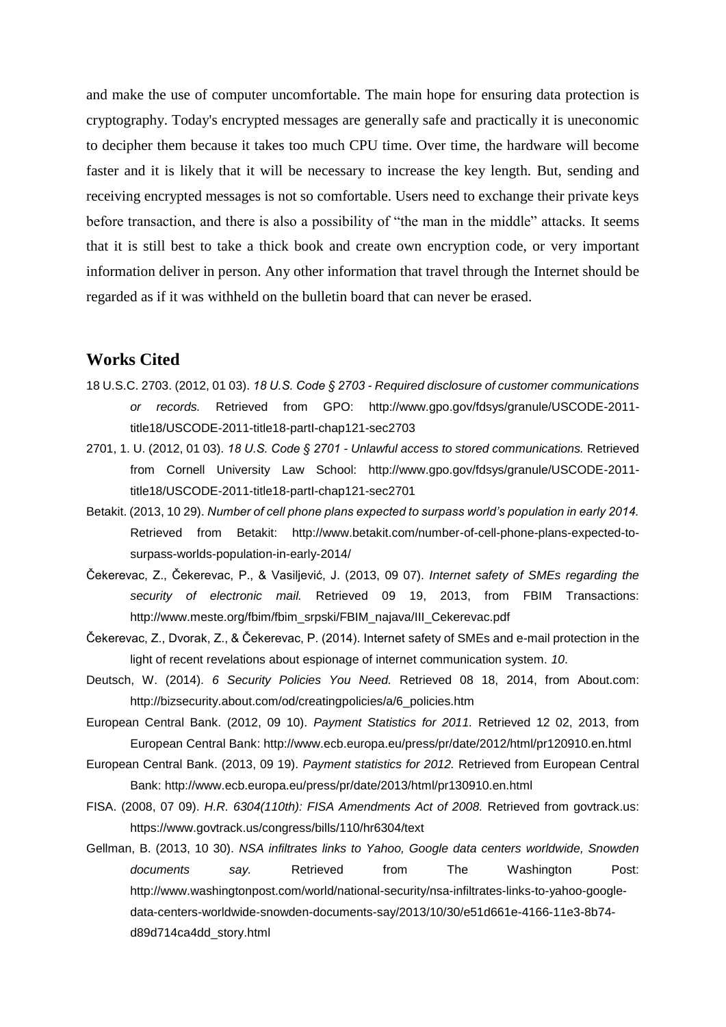and make the use of computer uncomfortable. The main hope for ensuring data protection is cryptography. Today's encrypted messages are generally safe and practically it is uneconomic to decipher them because it takes too much CPU time. Over time, the hardware will become faster and it is likely that it will be necessary to increase the key length. But, sending and receiving encrypted messages is not so comfortable. Users need to exchange their private keys before transaction, and there is also a possibility of "the man in the middle" attacks. It seems that it is still best to take a thick book and create own encryption code, or very important information deliver in person. Any other information that travel through the Internet should be regarded as if it was withheld on the bulletin board that can never be erased.

## Works Cited

18 U.S.C. 2703. (2012, 01 03). *18 U.S. Code § 2703 - Required disclosure of customer communications or records.* Retrieved from GPO: http://www.gpo.gov/fdsys/granule/USCODE-2011-title18/USCODE-2011-title18-partI-chap121-sec2703

2701, 1. U. (2012, 01 03). *18 U.S. Code § 2701 - Unlawful access to stored communications.* Retrieved from Cornell University Law School: http://www.gpo.gov/fdsys/granule/USCODE-2011-title18/USCODE-2011-title18-partI-chap121-sec2701

Betakit. (2013, 10 29). *Number of cell phone plans expected to surpass world's population in early 2014.* Retrieved from Betakit: http://www.betakit.com/number-of-cell-phone-plans-expected-to-surpass-worlds-population-in-early-2014/

Čekerevac, Z., Čekerevac, P., & Vasiljević, J. (2013, 09 07). *Internet safety of SMEs regarding the security of electronic mail.* Retrieved 09 19, 2013, from FBIM Transactions: http://www.meste.org/fbim/fbim_srpski/FBIM_najava/III_Cekerevac.pdf

Čekerevac, Z., Dvorak, Z., & Čekerevac, P. (2014). Internet safety of SMEs and e-mail protection in the light of recent revelations about espionage of internet communication system. *10*.

Deutsch, W. (2014). *6 Security Policies You Need.* Retrieved 08 18, 2014, from About.com: http://bizsecurity.about.com/od/creatingpolicies/a/6_policies.htm

European Central Bank. (2012, 09 10). *Payment Statistics for 2011.* Retrieved 12 02, 2013, from European Central Bank: http://www.ecb.europa.eu/press/pr/date/2012/html/pr120910.en.html

European Central Bank. (2013, 09 19). *Payment statistics for 2012.* Retrieved from European Central Bank: http://www.ecb.europa.eu/press/pr/date/2013/html/pr130910.en.html

FISA. (2008, 07 09). *H.R. 6304(110th): FISA Amendments Act of 2008.* Retrieved from govtrack.us: https://www.govtrack.us/congress/bills/110/hr6304/text

Gellman, B. (2013, 10 30). *NSA infiltrates links to Yahoo, Google data centers worldwide, Snowden documents say.* Retrieved from The Washington Post: http://www.washingtonpost.com/world/national-security/nsa-infiltrates-links-to-yahoo-google-data-centers-worldwide-snowden-documents-say/2013/10/30/e51d661e-4166-11e3-8b74-d89d714ca4dd_story.html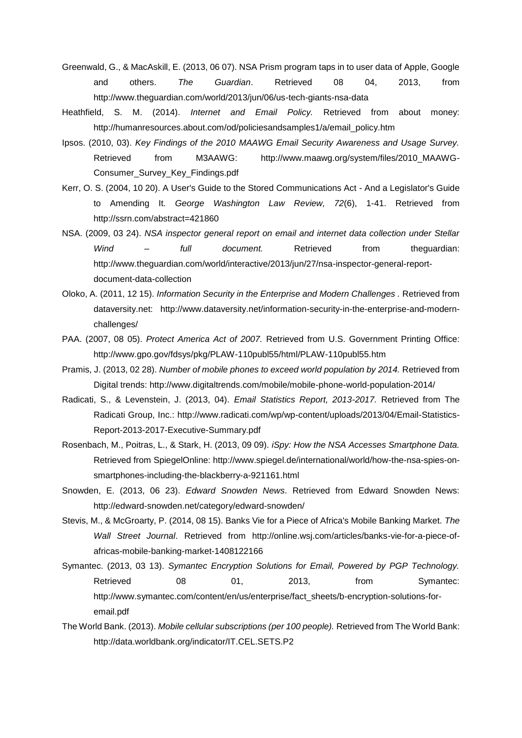Greenwald, G., & MacAskill, E. (2013, 06 07). NSA Prism program taps in to user data of Apple, Google and others. *The Guardian*. Retrieved 08 04, 2013, from http://www.theguardian.com/world/2013/jun/06/us-tech-giants-nsa-data

Heathfield, S. M. (2014). *Internet and Email Policy.* Retrieved from about money: http://humanresources.about.com/od/policiesandsamples1/a/email_policy.htm

Ipsos. (2010, 03). *Key Findings of the 2010 MAAWG Email Security Awareness and Usage Survey.* Retrieved from M3AAWG: http://www.maawg.org/system/files/2010_MAAWG-Consumer_Survey_Key_Findings.pdf

Kerr, O. S. (2004, 10 20). A User's Guide to the Stored Communications Act - And a Legislator's Guide to Amending It. *George Washington Law Review, 72*(6), 1-41. Retrieved from http://ssrn.com/abstract=421860

NSA. (2009, 03 24). *NSA inspector general report on email and internet data collection under Stellar Wind – full document.* Retrieved from theguardian: http://www.theguardian.com/world/interactive/2013/jun/27/nsa-inspector-general-report-document-data-collection

Oloko, A. (2011, 12 15). *Information Security in the Enterprise and Modern Challenges .* Retrieved from dataversity.net: http://www.dataversity.net/information-security-in-the-enterprise-and-modern-challenges/

PAA. (2007, 08 05). *Protect America Act of 2007.* Retrieved from U.S. Government Printing Office: http://www.gpo.gov/fdsys/pkg/PLAW-110publ55/html/PLAW-110publ55.htm

Pramis, J. (2013, 02 28). *Number of mobile phones to exceed world population by 2014.* Retrieved from Digital trends: http://www.digitaltrends.com/mobile/mobile-phone-world-population-2014/

Radicati, S., & Levenstein, J. (2013, 04). *Email Statistics Report, 2013-2017.* Retrieved from The Radicati Group, Inc.: http://www.radicati.com/wp/wp-content/uploads/2013/04/Email-Statistics-Report-2013-2017-Executive-Summary.pdf

Rosenbach, M., Poitras, L., & Stark, H. (2013, 09 09). *iSpy: How the NSA Accesses Smartphone Data.* Retrieved from SpiegelOnline: http://www.spiegel.de/international/world/how-the-nsa-spies-on-smartphones-including-the-blackberry-a-921161.html

Snowden, E. (2013, 06 23). *Edward Snowden News*. Retrieved from Edward Snowden News: http://edward-snowden.net/category/edward-snowden/

Stevis, M., & McGroarty, P. (2014, 08 15). Banks Vie for a Piece of Africa's Mobile Banking Market. *The Wall Street Journal*. Retrieved from http://online.wsj.com/articles/banks-vie-for-a-piece-of-africas-mobile-banking-market-1408122166

Symantec. (2013, 03 13). *Symantec Encryption Solutions for Email, Powered by PGP Technology.* Retrieved 08 01, 2013, from Symantec: http://www.symantec.com/content/en/us/enterprise/fact_sheets/b-encryption-solutions-for-email.pdf

The World Bank. (2013). *Mobile cellular subscriptions (per 100 people).* Retrieved from The World Bank: http://data.worldbank.org/indicator/IT.CEL.SETS.P2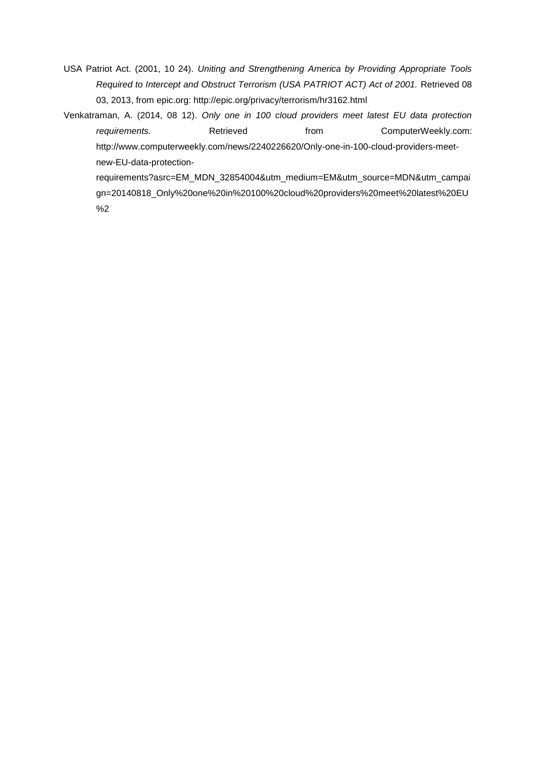USA Patriot Act. (2001, 10 24). *Uniting and Strengthening America by Providing Appropriate Tools Required to Intercept and Obstruct Terrorism (USA PATRIOT ACT) Act of 2001.* Retrieved 08 03, 2013, from epic.org: http://epic.org/privacy/terrorism/hr3162.html

Venkatraman, A. (2014, 08 12). *Only one in 100 cloud providers meet latest EU data protection requirements.* Retrieved from ComputerWeekly.com: http://www.computerweekly.com/news/2240226620/Only-one-in-100-cloud-providers-meet-new-EU-data-protection-requirements?asrc=EM_MDN_32854004&utm_medium=EM&utm_source=MDN&utm_campaign=20140818_Only%20one%20in%20100%20cloud%20providers%20meet%20latest%20EU%2